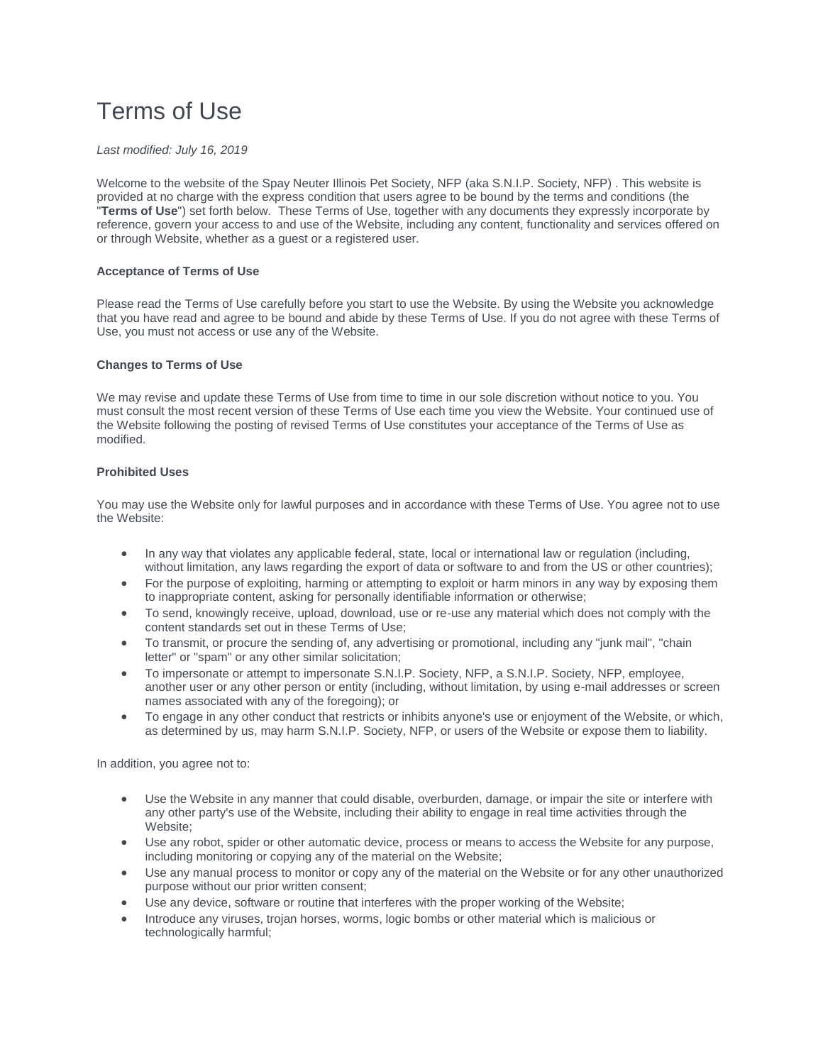# Terms of Use

*Last modified: July 16, 2019*

Welcome to the website of the Spay Neuter Illinois Pet Society, NFP (aka S.N.I.P. Society, NFP) . This website is provided at no charge with the express condition that users agree to be bound by the terms and conditions (the "**Terms of Use**") set forth below. These Terms of Use, together with any documents they expressly incorporate by reference, govern your access to and use of the Website, including any content, functionality and services offered on or through Website, whether as a guest or a registered user.

**Acceptance of Terms of Use**

Please read the Terms of Use carefully before you start to use the Website. By using the Website you acknowledge that you have read and agree to be bound and abide by these Terms of Use. If you do not agree with these Terms of Use, you must not access or use any of the Website.

**Changes to Terms of Use**

We may revise and update these Terms of Use from time to time in our sole discretion without notice to you. You must consult the most recent version of these Terms of Use each time you view the Website. Your continued use of the Website following the posting of revised Terms of Use constitutes your acceptance of the Terms of Use as modified.

**Prohibited Uses**

You may use the Website only for lawful purposes and in accordance with these Terms of Use. You agree not to use the Website:

- In any way that violates any applicable federal, state, local or international law or regulation (including, without limitation, any laws regarding the export of data or software to and from the US or other countries);
- For the purpose of exploiting, harming or attempting to exploit or harm minors in any way by exposing them to inappropriate content, asking for personally identifiable information or otherwise;
- To send, knowingly receive, upload, download, use or re-use any material which does not comply with the content standards set out in these Terms of Use;
- To transmit, or procure the sending of, any advertising or promotional, including any "junk mail", "chain letter" or "spam" or any other similar solicitation;
- To impersonate or attempt to impersonate S.N.I.P. Society, NFP, a S.N.I.P. Society, NFP, employee, another user or any other person or entity (including, without limitation, by using e-mail addresses or screen names associated with any of the foregoing); or
- To engage in any other conduct that restricts or inhibits anyone's use or enjoyment of the Website, or which, as determined by us, may harm S.N.I.P. Society, NFP, or users of the Website or expose them to liability.

In addition, you agree not to:

- Use the Website in any manner that could disable, overburden, damage, or impair the site or interfere with any other party's use of the Website, including their ability to engage in real time activities through the Website;
- Use any robot, spider or other automatic device, process or means to access the Website for any purpose, including monitoring or copying any of the material on the Website;
- Use any manual process to monitor or copy any of the material on the Website or for any other unauthorized purpose without our prior written consent;
- Use any device, software or routine that interferes with the proper working of the Website;
- Introduce any viruses, trojan horses, worms, logic bombs or other material which is malicious or technologically harmful;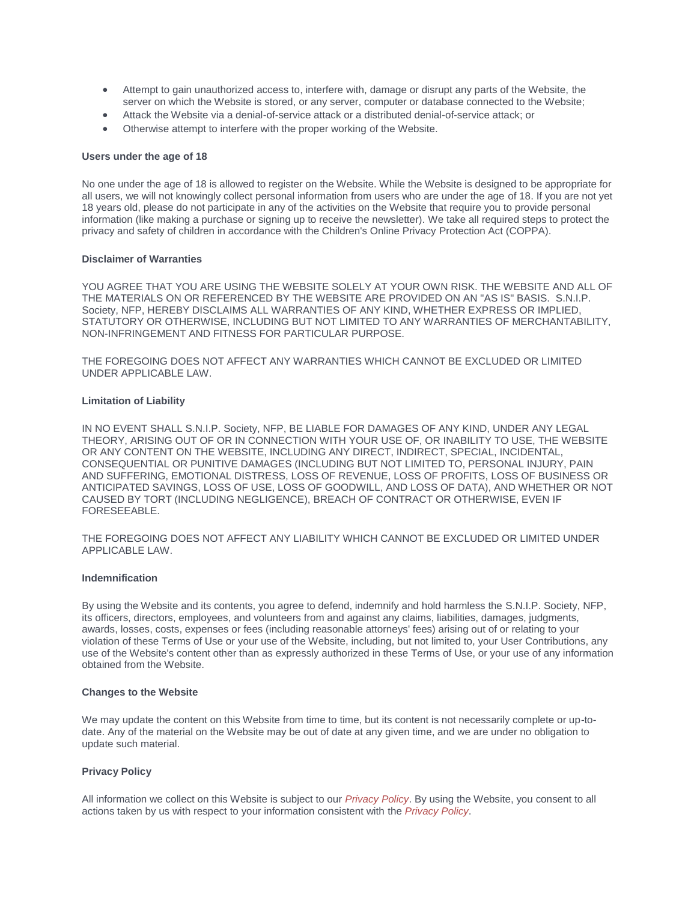- Attempt to gain unauthorized access to, interfere with, damage or disrupt any parts of the Website, the server on which the Website is stored, or any server, computer or database connected to the Website;
- Attack the Website via a denial-of-service attack or a distributed denial-of-service attack; or
- Otherwise attempt to interfere with the proper working of the Website.

**Users under the age of 18**

No one under the age of 18 is allowed to register on the Website. While the Website is designed to be appropriate for all users, we will not knowingly collect personal information from users who are under the age of 18. If you are not yet 18 years old, please do not participate in any of the activities on the Website that require you to provide personal information (like making a purchase or signing up to receive the newsletter). We take all required steps to protect the privacy and safety of children in accordance with the Children's Online Privacy Protection Act (COPPA).

**Disclaimer of Warranties**

YOU AGREE THAT YOU ARE USING THE WEBSITE SOLELY AT YOUR OWN RISK. THE WEBSITE AND ALL OF THE MATERIALS ON OR REFERENCED BY THE WEBSITE ARE PROVIDED ON AN "AS IS" BASIS. S.N.I.P. Society, NFP, HEREBY DISCLAIMS ALL WARRANTIES OF ANY KIND, WHETHER EXPRESS OR IMPLIED, STATUTORY OR OTHERWISE, INCLUDING BUT NOT LIMITED TO ANY WARRANTIES OF MERCHANTABILITY, NON-INFRINGEMENT AND FITNESS FOR PARTICULAR PURPOSE.

THE FOREGOING DOES NOT AFFECT ANY WARRANTIES WHICH CANNOT BE EXCLUDED OR LIMITED UNDER APPLICABLE LAW.

**Limitation of Liability**

IN NO EVENT SHALL S.N.I.P. Society, NFP, BE LIABLE FOR DAMAGES OF ANY KIND, UNDER ANY LEGAL THEORY, ARISING OUT OF OR IN CONNECTION WITH YOUR USE OF, OR INABILITY TO USE, THE WEBSITE OR ANY CONTENT ON THE WEBSITE, INCLUDING ANY DIRECT, INDIRECT, SPECIAL, INCIDENTAL, CONSEQUENTIAL OR PUNITIVE DAMAGES (INCLUDING BUT NOT LIMITED TO, PERSONAL INJURY, PAIN AND SUFFERING, EMOTIONAL DISTRESS, LOSS OF REVENUE, LOSS OF PROFITS, LOSS OF BUSINESS OR ANTICIPATED SAVINGS, LOSS OF USE, LOSS OF GOODWILL, AND LOSS OF DATA), AND WHETHER OR NOT CAUSED BY TORT (INCLUDING NEGLIGENCE), BREACH OF CONTRACT OR OTHERWISE, EVEN IF FORESEEABLE.

THE FOREGOING DOES NOT AFFECT ANY LIABILITY WHICH CANNOT BE EXCLUDED OR LIMITED UNDER APPLICABLE LAW.

**Indemnification**

By using the Website and its contents, you agree to defend, indemnify and hold harmless the S.N.I.P. Society, NFP, its officers, directors, employees, and volunteers from and against any claims, liabilities, damages, judgments, awards, losses, costs, expenses or fees (including reasonable attorneys' fees) arising out of or relating to your violation of these Terms of Use or your use of the Website, including, but not limited to, your User Contributions, any use of the Website's content other than as expressly authorized in these Terms of Use, or your use of any information obtained from the Website.

**Changes to the Website**

We may update the content on this Website from time to time, but its content is not necessarily complete or up-to-date. Any of the material on the Website may be out of date at any given time, and we are under no obligation to update such material.

**Privacy Policy**

All information we collect on this Website is subject to our *Privacy Policy*. By using the Website, you consent to all actions taken by us with respect to your information consistent with the *Privacy Policy*.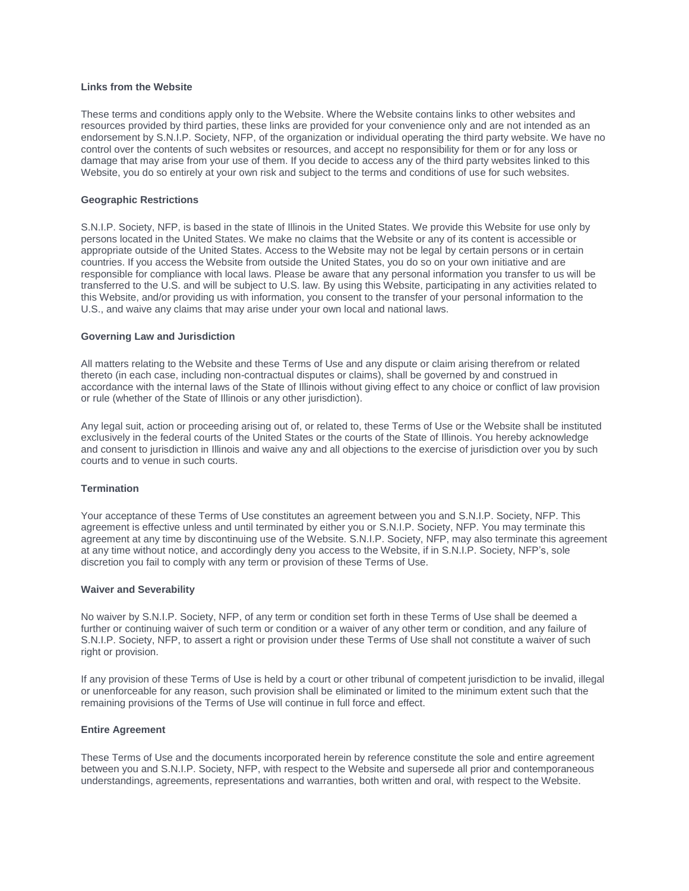**Links from the Website**

These terms and conditions apply only to the Website. Where the Website contains links to other websites and resources provided by third parties, these links are provided for your convenience only and are not intended as an endorsement by S.N.I.P. Society, NFP, of the organization or individual operating the third party website. We have no control over the contents of such websites or resources, and accept no responsibility for them or for any loss or damage that may arise from your use of them. If you decide to access any of the third party websites linked to this Website, you do so entirely at your own risk and subject to the terms and conditions of use for such websites.

**Geographic Restrictions**

S.N.I.P. Society, NFP, is based in the state of Illinois in the United States. We provide this Website for use only by persons located in the United States. We make no claims that the Website or any of its content is accessible or appropriate outside of the United States. Access to the Website may not be legal by certain persons or in certain countries. If you access the Website from outside the United States, you do so on your own initiative and are responsible for compliance with local laws. Please be aware that any personal information you transfer to us will be transferred to the U.S. and will be subject to U.S. law. By using this Website, participating in any activities related to this Website, and/or providing us with information, you consent to the transfer of your personal information to the U.S., and waive any claims that may arise under your own local and national laws.

**Governing Law and Jurisdiction**

All matters relating to the Website and these Terms of Use and any dispute or claim arising therefrom or related thereto (in each case, including non-contractual disputes or claims), shall be governed by and construed in accordance with the internal laws of the State of Illinois without giving effect to any choice or conflict of law provision or rule (whether of the State of Illinois or any other jurisdiction).

Any legal suit, action or proceeding arising out of, or related to, these Terms of Use or the Website shall be instituted exclusively in the federal courts of the United States or the courts of the State of Illinois. You hereby acknowledge and consent to jurisdiction in Illinois and waive any and all objections to the exercise of jurisdiction over you by such courts and to venue in such courts.

**Termination**

Your acceptance of these Terms of Use constitutes an agreement between you and S.N.I.P. Society, NFP. This agreement is effective unless and until terminated by either you or S.N.I.P. Society, NFP. You may terminate this agreement at any time by discontinuing use of the Website. S.N.I.P. Society, NFP, may also terminate this agreement at any time without notice, and accordingly deny you access to the Website, if in S.N.I.P. Society, NFP's, sole discretion you fail to comply with any term or provision of these Terms of Use.

**Waiver and Severability**

No waiver by S.N.I.P. Society, NFP, of any term or condition set forth in these Terms of Use shall be deemed a further or continuing waiver of such term or condition or a waiver of any other term or condition, and any failure of S.N.I.P. Society, NFP, to assert a right or provision under these Terms of Use shall not constitute a waiver of such right or provision.

If any provision of these Terms of Use is held by a court or other tribunal of competent jurisdiction to be invalid, illegal or unenforceable for any reason, such provision shall be eliminated or limited to the minimum extent such that the remaining provisions of the Terms of Use will continue in full force and effect.

**Entire Agreement**

These Terms of Use and the documents incorporated herein by reference constitute the sole and entire agreement between you and S.N.I.P. Society, NFP, with respect to the Website and supersede all prior and contemporaneous understandings, agreements, representations and warranties, both written and oral, with respect to the Website.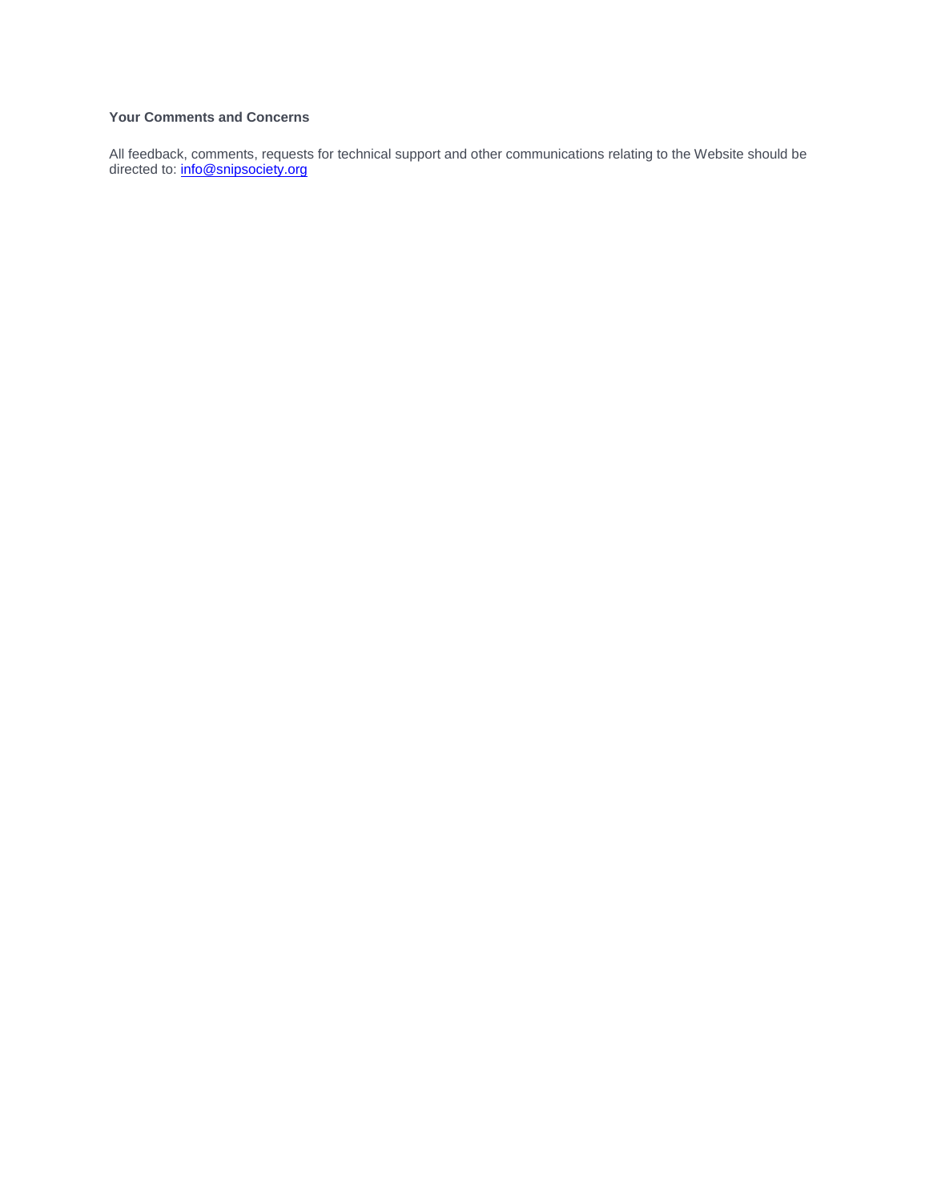**Your Comments and Concerns**

All feedback, comments, requests for technical support and other communications relating to the Website should be directed to: info@snipsociety.org